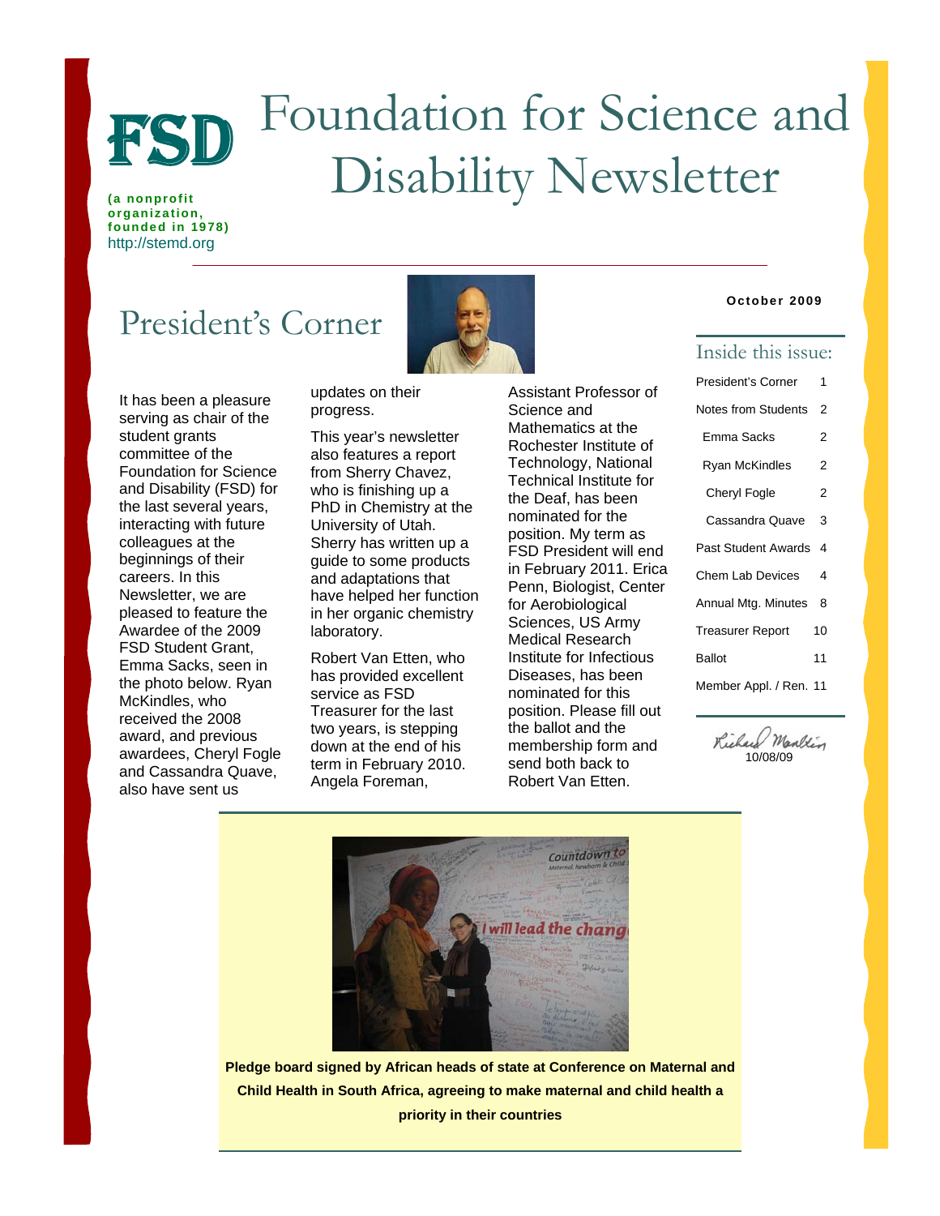# FSD Foundation for Science and Disability Newsletter

**(a nonprofit organization, founded in 1978)**
http://stemd.org

**October 2009**

## Inside this issue:

| | |
|---|---|
| President's Corner | 1 |
| Notes from Students | 2 |
| Emma Sacks | 2 |
| Ryan McKindles | 2 |
| Cheryl Fogle | 2 |
| Cassandra Quave | 3 |
| Past Student Awards | 4 |
| Chem Lab Devices | 4 |
| Annual Mtg. Minutes | 8 |
| Treasurer Report | 10 |
| Ballot | 11 |
| Member Appl. / Ren. | 11 |

Richard Mankin
10/08/09

## President's Corner

It has been a pleasure serving as chair of the student grants committee of the Foundation for Science and Disability (FSD) for the last several years, interacting with future colleagues at the beginnings of their careers. In this Newsletter, we are pleased to feature the Awardee of the 2009 FSD Student Grant, Emma Sacks, seen in the photo below. Ryan McKindles, who received the 2008 award, and previous awardees, Cheryl Fogle and Cassandra Quave, also have sent us updates on their progress.

This year's newsletter also features a report from Sherry Chavez, who is finishing up a PhD in Chemistry at the University of Utah. Sherry has written up a guide to some products and adaptations that have helped her function in her organic chemistry laboratory.

Robert Van Etten, who has provided excellent service as FSD Treasurer for the last two years, is stepping down at the end of his term in February 2010. Angela Foreman, Assistant Professor of Science and Mathematics at the Rochester Institute of Technology, National Technical Institute for the Deaf, has been nominated for the position. My term as FSD President will end in February 2011. Erica Penn, Biologist, Center for Aerobiological Sciences, US Army Medical Research Institute for Infectious Diseases, has been nominated for this position. Please fill out the ballot and the membership form and send both back to Robert Van Etten.

**Pledge board signed by African heads of state at Conference on Maternal and Child Health in South Africa, agreeing to make maternal and child health a priority in their countries**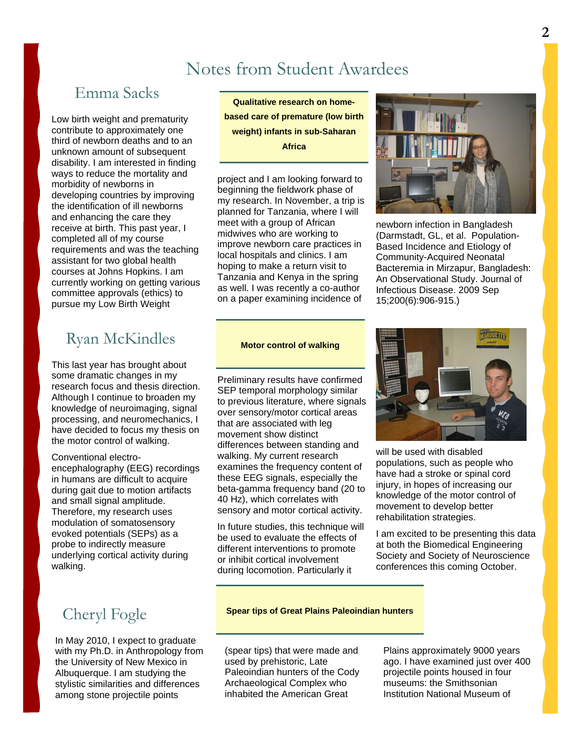# Notes from Student Awardees

## Emma Sacks

**Qualitative research on home-based care of premature (low birth weight) infants in sub-Saharan Africa**

Low birth weight and prematurity contribute to approximately one third of newborn deaths and to an unknown amount of subsequent disability. I am interested in finding ways to reduce the mortality and morbidity of newborns in developing countries by improving the identification of ill newborns and enhancing the care they receive at birth. This past year, I completed all of my course requirements and was the teaching assistant for two global health courses at Johns Hopkins. I am currently working on getting various committee approvals (ethics) to pursue my Low Birth Weight project and I am looking forward to beginning the fieldwork phase of my research. In November, a trip is planned for Tanzania, where I will meet with a group of African midwives who are working to improve newborn care practices in local hospitals and clinics. I am hoping to make a return visit to Tanzania and Kenya in the spring as well. I was recently a co-author on a paper examining incidence of newborn infection in Bangladesh (Darmstadt, GL, et al. Population-Based Incidence and Etiology of Community-Acquired Neonatal Bacteremia in Mirzapur, Bangladesh: An Observational Study. Journal of Infectious Disease. 2009 Sep 15;200(6):906-915.)

## Ryan McKindles

**Motor control of walking**

This last year has brought about some dramatic changes in my research focus and thesis direction. Although I continue to broaden my knowledge of neuroimaging, signal processing, and neuromechanics, I have decided to focus my thesis on the motor control of walking.

Conventional electro-encephalography (EEG) recordings in humans are difficult to acquire during gait due to motion artifacts and small signal amplitude. Therefore, my research uses modulation of somatosensory evoked potentials (SEPs) as a probe to indirectly measure underlying cortical activity during walking.

Preliminary results have confirmed SEP temporal morphology similar to previous literature, where signals over sensory/motor cortical areas that are associated with leg movement show distinct differences between standing and walking. My current research examines the frequency content of these EEG signals, especially the beta-gamma frequency band (20 to 40 Hz), which correlates with sensory and motor cortical activity.

In future studies, this technique will be used to evaluate the effects of different interventions to promote or inhibit cortical involvement during locomotion. Particularly it will be used with disabled populations, such as people who have had a stroke or spinal cord injury, in hopes of increasing our knowledge of the motor control of movement to develop better rehabilitation strategies.

I am excited to be presenting this data at both the Biomedical Engineering Society and Society of Neuroscience conferences this coming October.

## Cheryl Fogle

**Spear tips of Great Plains Paleoindian hunters**

In May 2010, I expect to graduate with my Ph.D. in Anthropology from the University of New Mexico in Albuquerque. I am studying the stylistic similarities and differences among stone projectile points (spear tips) that were made and used by prehistoric, Late Paleoindian hunters of the Cody Archaeological Complex who inhabited the American Great Plains approximately 9000 years ago. I have examined just over 400 projectile points housed in four museums: the Smithsonian Institution National Museum of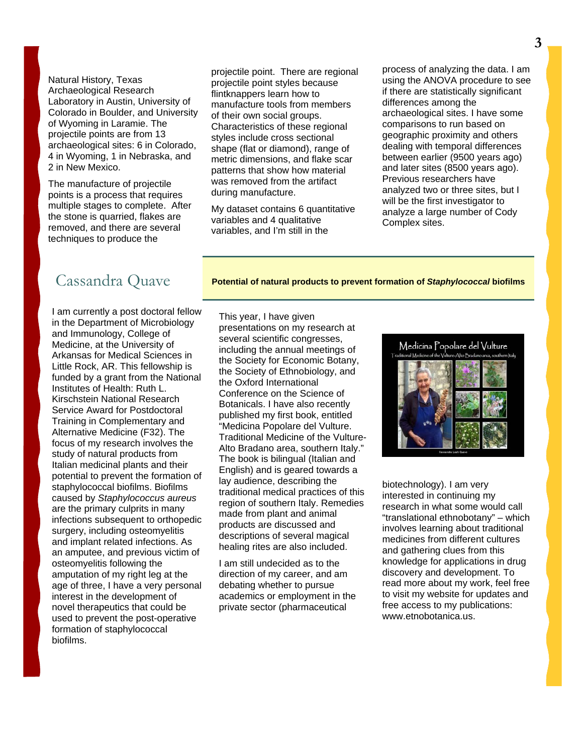Natural History, Texas Archaeological Research Laboratory in Austin, University of Colorado in Boulder, and University of Wyoming in Laramie. The projectile points are from 13 archaeological sites: 6 in Colorado, 4 in Wyoming, 1 in Nebraska, and 2 in New Mexico.

The manufacture of projectile points is a process that requires multiple stages to complete. After the stone is quarried, flakes are removed, and there are several techniques to produce the projectile point. There are regional projectile point styles because flintknappers learn how to manufacture tools from members of their own social groups. Characteristics of these regional styles include cross sectional shape (flat or diamond), range of metric dimensions, and flake scar patterns that show how material was removed from the artifact during manufacture.

My dataset contains 6 quantitative variables and 4 qualitative variables, and I'm still in the process of analyzing the data. I am using the ANOVA procedure to see if there are statistically significant differences among the archaeological sites. I have some comparisons to run based on geographic proximity and others dealing with temporal differences between earlier (9500 years ago) and later sites (8500 years ago). Previous researchers have analyzed two or three sites, but I will be the first investigator to analyze a large number of Cody Complex sites.

## Cassandra Quave

**Potential of natural products to prevent formation of *Staphylococcal* biofilms**

I am currently a post doctoral fellow in the Department of Microbiology and Immunology, College of Medicine, at the University of Arkansas for Medical Sciences in Little Rock, AR. This fellowship is funded by a grant from the National Institutes of Health: Ruth L. Kirschstein National Research Service Award for Postdoctoral Training in Complementary and Alternative Medicine (F32). The focus of my research involves the study of natural products from Italian medicinal plants and their potential to prevent the formation of staphylococcal biofilms. Biofilms caused by *Staphylococcus aureus* are the primary culprits in many infections subsequent to orthopedic surgery, including osteomyelitis and implant related infections. As an amputee, and previous victim of osteomyelitis following the amputation of my right leg at the age of three, I have a very personal interest in the development of novel therapeutics that could be used to prevent the post-operative formation of staphylococcal biofilms.

This year, I have given presentations on my research at several scientific congresses, including the annual meetings of the Society for Economic Botany, the Society of Ethnobiology, and the Oxford International Conference on the Science of Botanicals. I have also recently published my first book, entitled "Medicina Popolare del Vulture. Traditional Medicine of the Vulture-Alto Bradano area, southern Italy." The book is bilingual (Italian and English) and is geared towards a lay audience, describing the traditional medical practices of this region of southern Italy. Remedies made from plant and animal products are discussed and descriptions of several magical healing rites are also included.

I am still undecided as to the direction of my career, and am debating whether to pursue academics or employment in the private sector (pharmaceutical biotechnology). I am very interested in continuing my research in what some would call "translational ethnobotany" – which involves learning about traditional medicines from different cultures and gathering clues from this knowledge for applications in drug discovery and development. To read more about my work, feel free to visit my website for updates and free access to my publications: www.etnobotanica.us.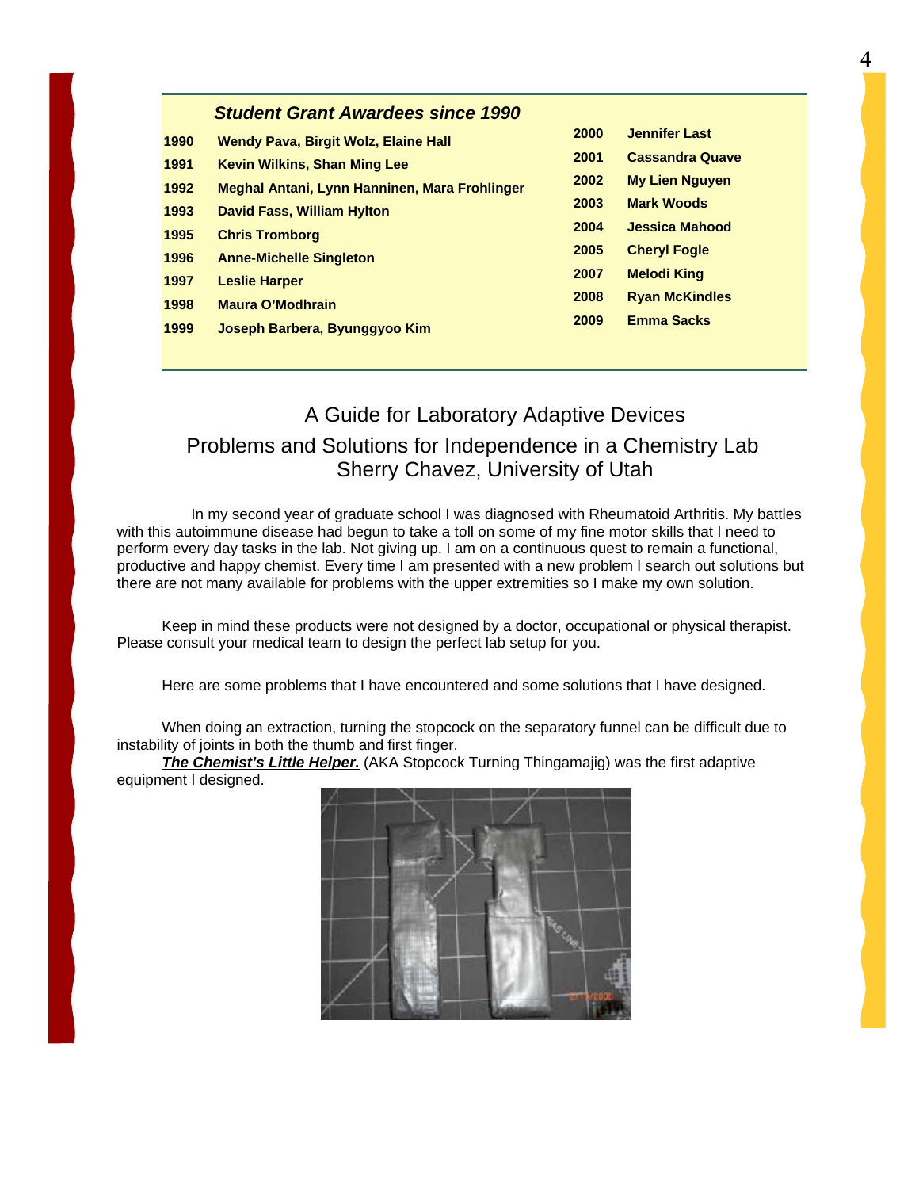### *Student Grant Awardees since 1990*

| Year | Awardees |
| --- | --- |
| 1990 | Wendy Pava, Birgit Wolz, Elaine Hall |
| 1991 | Kevin Wilkins, Shan Ming Lee |
| 1992 | Meghal Antani, Lynn Hanninen, Mara Frohlinger |
| 1993 | David Fass, William Hylton |
| 1995 | Chris Tromborg |
| 1996 | Anne-Michelle Singleton |
| 1997 | Leslie Harper |
| 1998 | Maura O'Modhrain |
| 1999 | Joseph Barbera, Byunggyoo Kim |
| 2000 | Jennifer Last |
| 2001 | Cassandra Quave |
| 2002 | My Lien Nguyen |
| 2003 | Mark Woods |
| 2004 | Jessica Mahood |
| 2005 | Cheryl Fogle |
| 2007 | Melodi King |
| 2008 | Ryan McKindles |
| 2009 | Emma Sacks |

## A Guide for Laboratory Adaptive Devices

### Problems and Solutions for Independence in a Chemistry Lab
### Sherry Chavez, University of Utah

In my second year of graduate school I was diagnosed with Rheumatoid Arthritis. My battles with this autoimmune disease had begun to take a toll on some of my fine motor skills that I need to perform every day tasks in the lab. Not giving up. I am on a continuous quest to remain a functional, productive and happy chemist. Every time I am presented with a new problem I search out solutions but there are not many available for problems with the upper extremities so I make my own solution.

Keep in mind these products were not designed by a doctor, occupational or physical therapist. Please consult your medical team to design the perfect lab setup for you.

Here are some problems that I have encountered and some solutions that I have designed.

When doing an extraction, turning the stopcock on the separatory funnel can be difficult due to instability of joints in both the thumb and first finger.

***The Chemist's Little Helper.*** (AKA Stopcock Turning Thingamajig) was the first adaptive equipment I designed.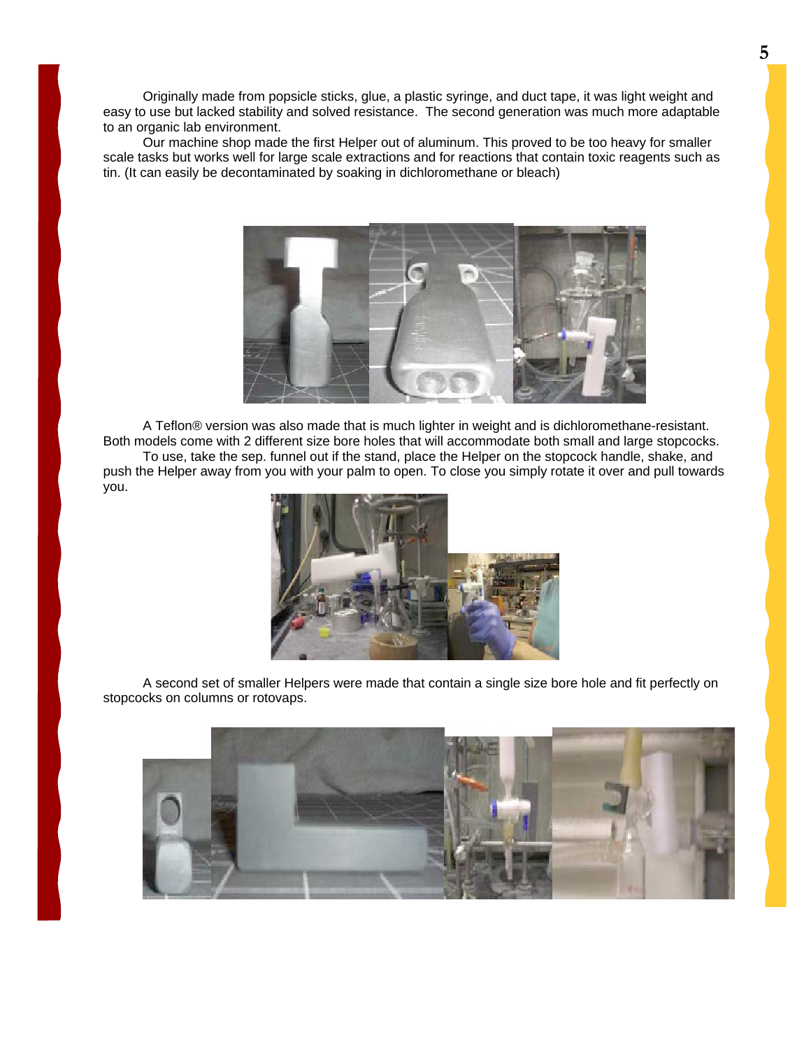Originally made from popsicle sticks, glue, a plastic syringe, and duct tape, it was light weight and easy to use but lacked stability and solved resistance.  The second generation was much more adaptable to an organic lab environment.

Our machine shop made the first Helper out of aluminum. This proved to be too heavy for smaller scale tasks but works well for large scale extractions and for reactions that contain toxic reagents such as tin. (It can easily be decontaminated by soaking in dichloromethane or bleach)

A Teflon® version was also made that is much lighter in weight and is dichloromethane-resistant. Both models come with 2 different size bore holes that will accommodate both small and large stopcocks.

To use, take the sep. funnel out if the stand, place the Helper on the stopcock handle, shake, and push the Helper away from you with your palm to open. To close you simply rotate it over and pull towards you.

A second set of smaller Helpers were made that contain a single size bore hole and fit perfectly on stopcocks on columns or rotovaps.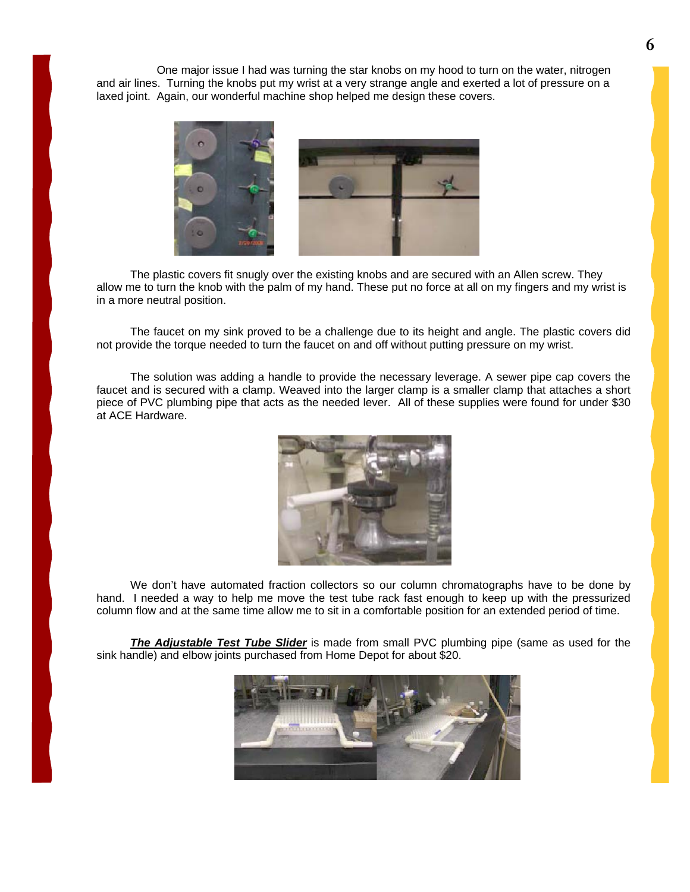One major issue I had was turning the star knobs on my hood to turn on the water, nitrogen and air lines. Turning the knobs put my wrist at a very strange angle and exerted a lot of pressure on a laxed joint. Again, our wonderful machine shop helped me design these covers.

The plastic covers fit snugly over the existing knobs and are secured with an Allen screw. They allow me to turn the knob with the palm of my hand. These put no force at all on my fingers and my wrist is in a more neutral position.

The faucet on my sink proved to be a challenge due to its height and angle. The plastic covers did not provide the torque needed to turn the faucet on and off without putting pressure on my wrist.

The solution was adding a handle to provide the necessary leverage. A sewer pipe cap covers the faucet and is secured with a clamp. Weaved into the larger clamp is a smaller clamp that attaches a short piece of PVC plumbing pipe that acts as the needed lever. All of these supplies were found for under $30 at ACE Hardware.

We don't have automated fraction collectors so our column chromatographs have to be done by hand. I needed a way to help me move the test tube rack fast enough to keep up with the pressurized column flow and at the same time allow me to sit in a comfortable position for an extended period of time.

***The Adjustable Test Tube Slider*** is made from small PVC plumbing pipe (same as used for the sink handle) and elbow joints purchased from Home Depot for about $20.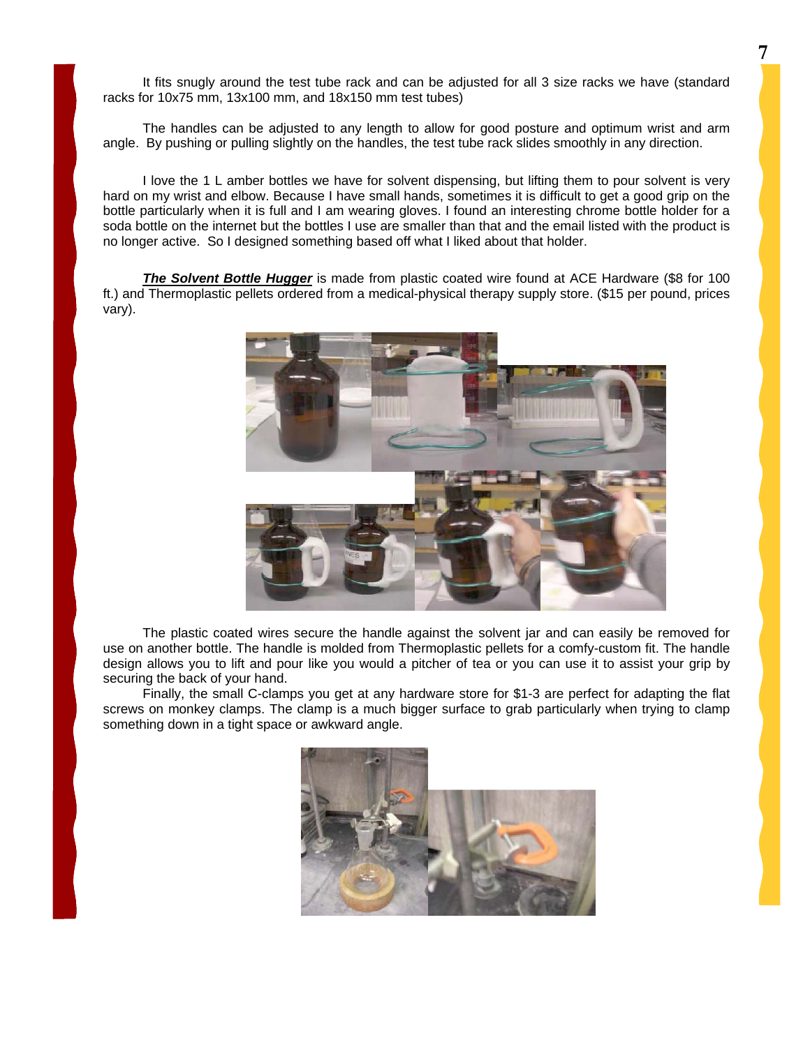It fits snugly around the test tube rack and can be adjusted for all 3 size racks we have (standard racks for 10x75 mm, 13x100 mm, and 18x150 mm test tubes)

The handles can be adjusted to any length to allow for good posture and optimum wrist and arm angle. By pushing or pulling slightly on the handles, the test tube rack slides smoothly in any direction.

I love the 1 L amber bottles we have for solvent dispensing, but lifting them to pour solvent is very hard on my wrist and elbow. Because I have small hands, sometimes it is difficult to get a good grip on the bottle particularly when it is full and I am wearing gloves. I found an interesting chrome bottle holder for a soda bottle on the internet but the bottles I use are smaller than that and the email listed with the product is no longer active. So I designed something based off what I liked about that holder.

***The Solvent Bottle Hugger*** is made from plastic coated wire found at ACE Hardware ($8 for 100 ft.) and Thermoplastic pellets ordered from a medical-physical therapy supply store. ($15 per pound, prices vary).

The plastic coated wires secure the handle against the solvent jar and can easily be removed for use on another bottle. The handle is molded from Thermoplastic pellets for a comfy-custom fit. The handle design allows you to lift and pour like you would a pitcher of tea or you can use it to assist your grip by securing the back of your hand.

Finally, the small C-clamps you get at any hardware store for $1-3 are perfect for adapting the flat screws on monkey clamps. The clamp is a much bigger surface to grab particularly when trying to clamp something down in a tight space or awkward angle.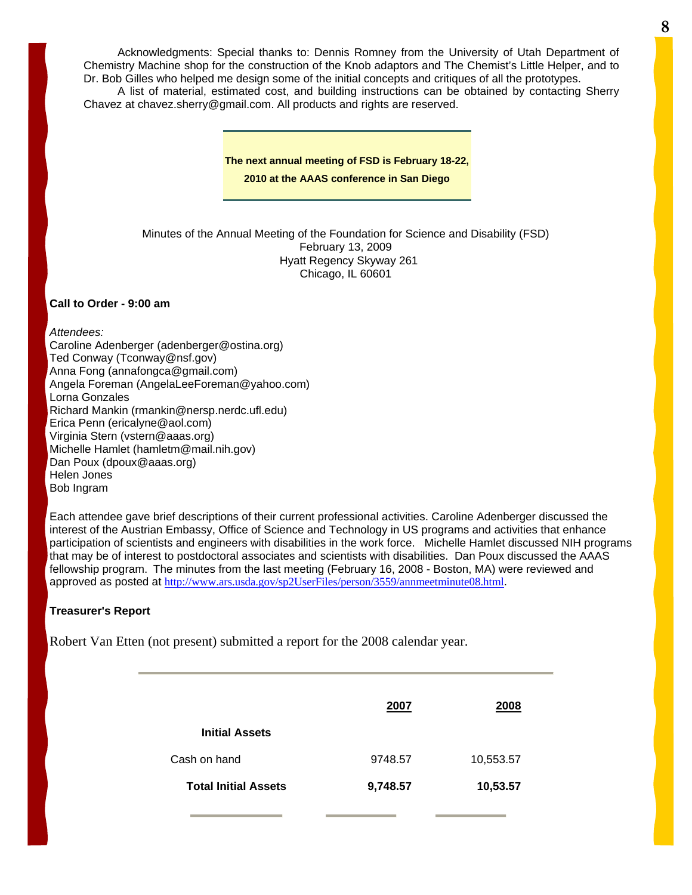Acknowledgments: Special thanks to: Dennis Romney from the University of Utah Department of Chemistry Machine shop for the construction of the Knob adaptors and The Chemist's Little Helper, and to Dr. Bob Gilles who helped me design some of the initial concepts and critiques of all the prototypes.

A list of material, estimated cost, and building instructions can be obtained by contacting Sherry Chavez at chavez.sherry@gmail.com. All products and rights are reserved.

**The next annual meeting of FSD is February 18-22, 2010 at the AAAS conference in San Diego**

Minutes of the Annual Meeting of the Foundation for Science and Disability (FSD)
February 13, 2009
Hyatt Regency Skyway 261
Chicago, IL 60601

**Call to Order - 9:00 am**

*Attendees:*
Caroline Adenberger (adenberger@ostina.org)
Ted Conway (Tconway@nsf.gov)
Anna Fong (annafongca@gmail.com)
Angela Foreman (AngelaLeeForeman@yahoo.com)
Lorna Gonzales
Richard Mankin (rmankin@nersp.nerdc.ufl.edu)
Erica Penn (ericalyne@aol.com)
Virginia Stern (vstern@aaas.org)
Michelle Hamlet (hamletm@mail.nih.gov)
Dan Poux (dpoux@aaas.org)
Helen Jones
Bob Ingram

Each attendee gave brief descriptions of their current professional activities. Caroline Adenberger discussed the interest of the Austrian Embassy, Office of Science and Technology in US programs and activities that enhance participation of scientists and engineers with disabilities in the work force. Michelle Hamlet discussed NIH programs that may be of interest to postdoctoral associates and scientists with disabilities. Dan Poux discussed the AAAS fellowship program. The minutes from the last meeting (February 16, 2008 - Boston, MA) were reviewed and approved as posted at http://www.ars.usda.gov/sp2UserFiles/person/3559/annmeetminute08.html.

**Treasurer's Report**

Robert Van Etten (not present) submitted a report for the 2008 calendar year.

| | **2007** | **2008** |
|---|---|---|
| **Initial Assets** | | |
| Cash on hand | 9748.57 | 10,553.57 |
| **Total Initial Assets** | **9,748.57** | **10,53.57** |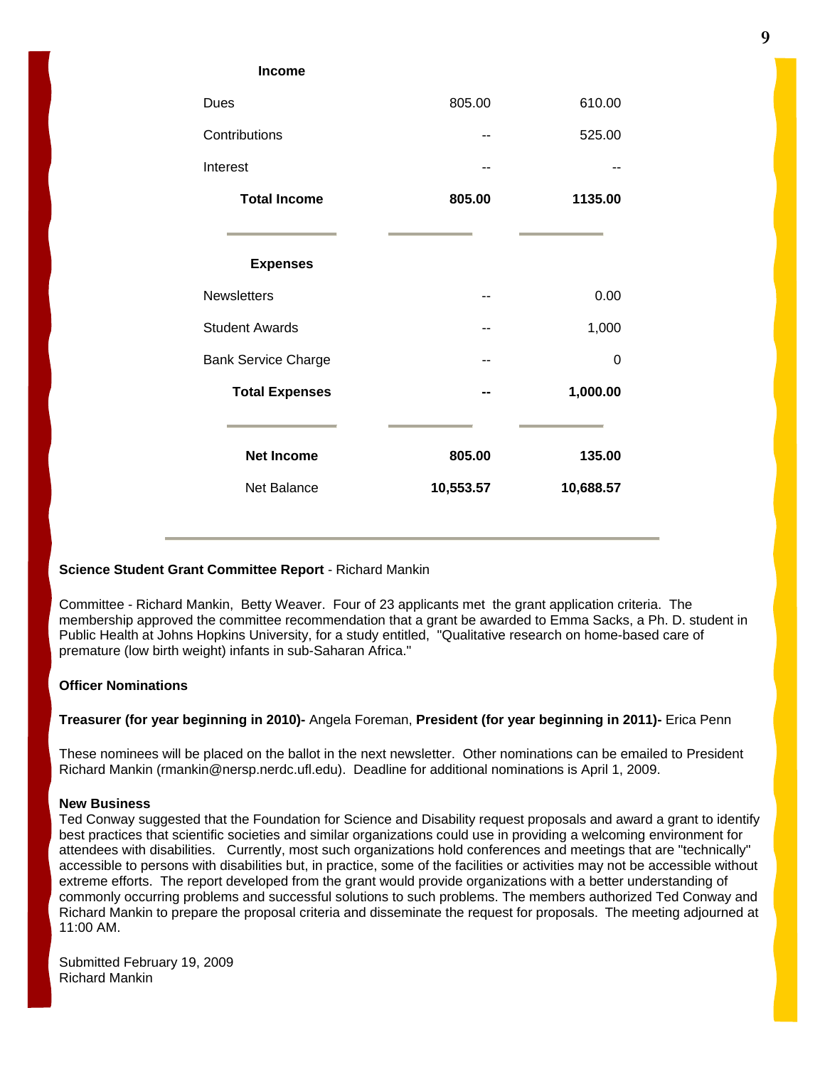| Income | | |
|---|---|---|
| Dues | 805.00 | 610.00 |
| Contributions | -- | 525.00 |
| Interest | -- | -- |
| **Total Income** | **805.00** | **1135.00** |
| **Expenses** | | |
| Newsletters | -- | 0.00 |
| Student Awards | -- | 1,000 |
| Bank Service Charge | -- | 0 |
| **Total Expenses** | **--** | **1,000.00** |
| **Net Income** | **805.00** | **135.00** |
| Net Balance | **10,553.57** | **10,688.57** |

**Science Student Grant Committee Report** - Richard Mankin

Committee - Richard Mankin, Betty Weaver. Four of 23 applicants met the grant application criteria. The membership approved the committee recommendation that a grant be awarded to Emma Sacks, a Ph. D. student in Public Health at Johns Hopkins University, for a study entitled, "Qualitative research on home-based care of premature (low birth weight) infants in sub-Saharan Africa."

**Officer Nominations**

**Treasurer (for year beginning in 2010)-** Angela Foreman, **President (for year beginning in 2011)-** Erica Penn

These nominees will be placed on the ballot in the next newsletter. Other nominations can be emailed to President Richard Mankin (rmankin@nersp.nerdc.ufl.edu). Deadline for additional nominations is April 1, 2009.

**New Business**

Ted Conway suggested that the Foundation for Science and Disability request proposals and award a grant to identify best practices that scientific societies and similar organizations could use in providing a welcoming environment for attendees with disabilities. Currently, most such organizations hold conferences and meetings that are "technically" accessible to persons with disabilities but, in practice, some of the facilities or activities may not be accessible without extreme efforts. The report developed from the grant would provide organizations with a better understanding of commonly occurring problems and successful solutions to such problems. The members authorized Ted Conway and Richard Mankin to prepare the proposal criteria and disseminate the request for proposals. The meeting adjourned at 11:00 AM.

Submitted February 19, 2009
Richard Mankin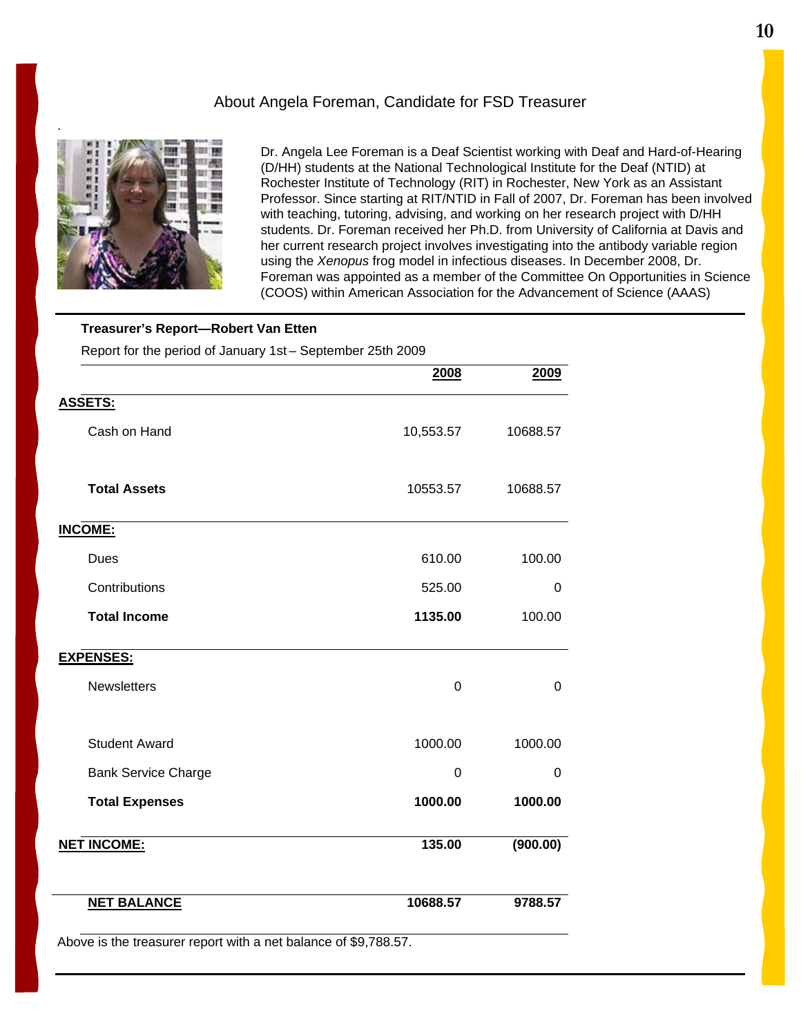## About Angela Foreman, Candidate for FSD Treasurer

Dr. Angela Lee Foreman is a Deaf Scientist working with Deaf and Hard-of-Hearing (D/HH) students at the National Technological Institute for the Deaf (NTID) at Rochester Institute of Technology (RIT) in Rochester, New York as an Assistant Professor. Since starting at RIT/NTID in Fall of 2007, Dr. Foreman has been involved with teaching, tutoring, advising, and working on her research project with D/HH students. Dr. Foreman received her Ph.D. from University of California at Davis and her current research project involves investigating into the antibody variable region using the *Xenopus* frog model in infectious diseases. In December 2008, Dr. Foreman was appointed as a member of the Committee On Opportunities in Science (COOS) within American Association for the Advancement of Science (AAAS)

**Treasurer's Report—Robert Van Etten**

Report for the period of January 1st – September 25th 2009

| | **2008** | **2009** |
|---|---|---|
| **ASSETS:** | | |
| Cash on Hand | 10,553.57 | 10688.57 |
| **Total Assets** | 10553.57 | 10688.57 |
| **INCOME:** | | |
| Dues | 610.00 | 100.00 |
| Contributions | 525.00 | 0 |
| **Total Income** | **1135.00** | 100.00 |
| **EXPENSES:** | | |
| Newsletters | 0 | 0 |
| Student Award | 1000.00 | 1000.00 |
| Bank Service Charge | 0 | 0 |
| **Total Expenses** | **1000.00** | **1000.00** |
| **NET INCOME:** | **135.00** | **(900.00)** |
| **NET BALANCE** | **10688.57** | **9788.57** |

Above is the treasurer report with a net balance of $9,788.57.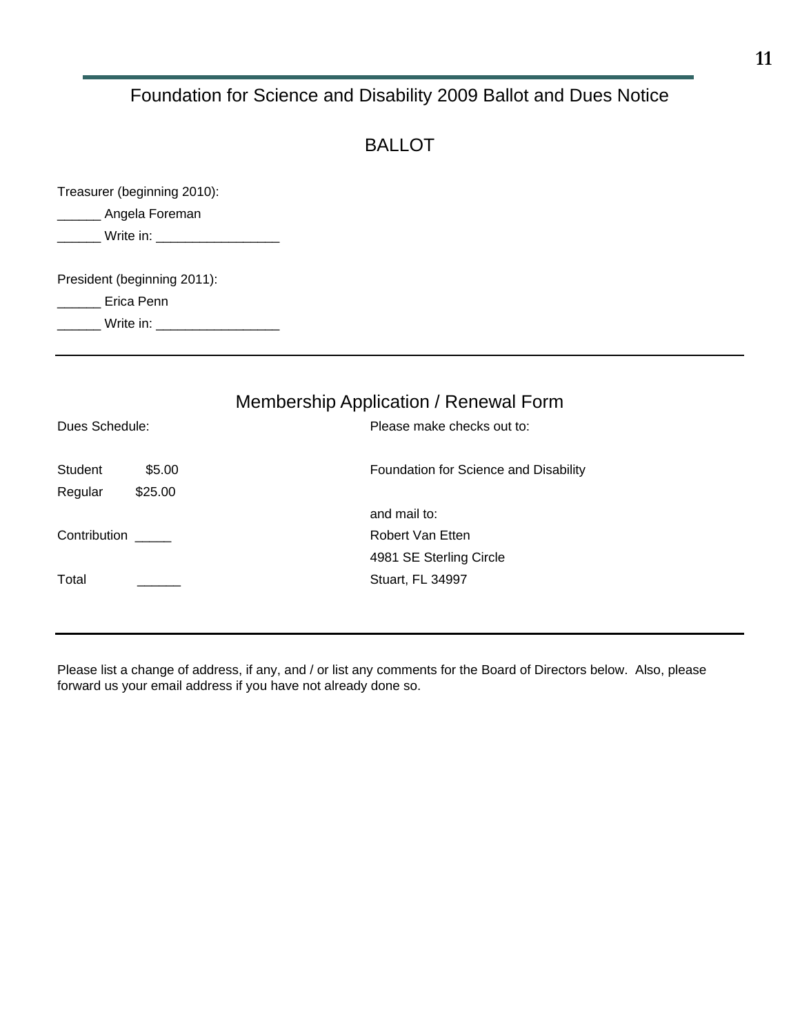# Foundation for Science and Disability 2009 Ballot and Dues Notice

## BALLOT

Treasurer (beginning 2010):

______ Angela Foreman

______ Write in: _________________

President (beginning 2011):

______ Erica Penn

______ Write in: _________________

---

## Membership Application / Renewal Form

Dues Schedule:

Student $5.00

Regular $25.00

Contribution _____

Total ______

Please make checks out to:

Foundation for Science and Disability

and mail to:

Robert Van Etten
4981 SE Sterling Circle
Stuart, FL 34997

---

Please list a change of address, if any, and / or list any comments for the Board of Directors below. Also, please forward us your email address if you have not already done so.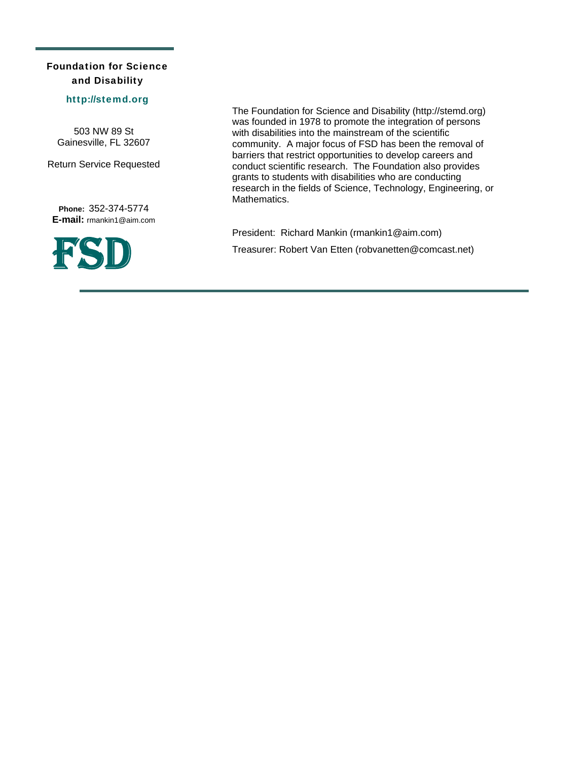**Foundation for Science and Disability**

**http://stemd.org**

503 NW 89 St
Gainesville, FL 32607

Return Service Requested

**Phone:** 352-374-5774
**E-mail:** rmankin1@aim.com

FSD

The Foundation for Science and Disability (http://stemd.org) was founded in 1978 to promote the integration of persons with disabilities into the mainstream of the scientific community. A major focus of FSD has been the removal of barriers that restrict opportunities to develop careers and conduct scientific research. The Foundation also provides grants to students with disabilities who are conducting research in the fields of Science, Technology, Engineering, or Mathematics.

President: Richard Mankin (rmankin1@aim.com)

Treasurer: Robert Van Etten (robvanetten@comcast.net)